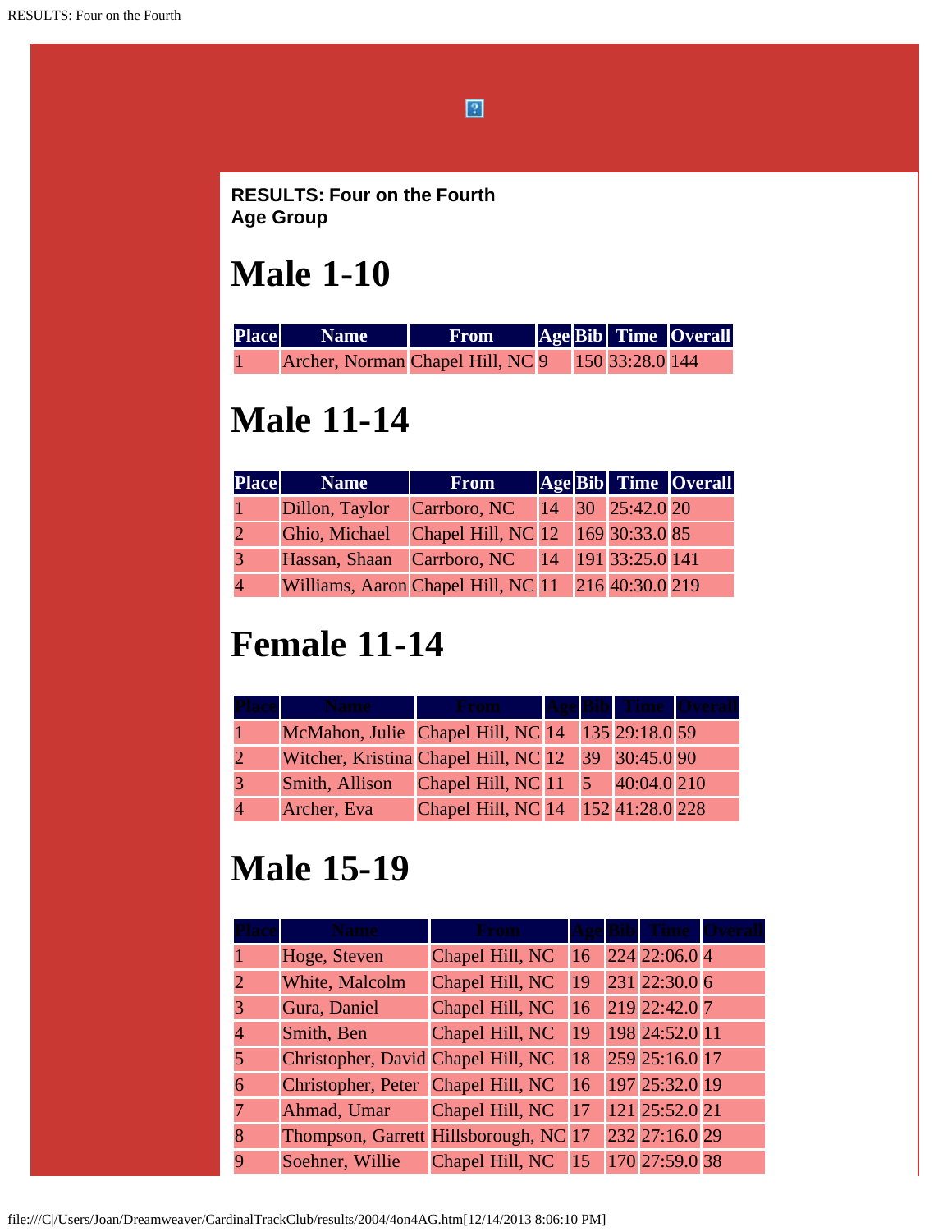**RESULTS: Four on the Fourth**
**Age Group**

# Male 1-10

| Place | Name | From | Age | Bib | Time | Overall |
| --- | --- | --- | --- | --- | --- | --- |
| 1 | Archer, Norman | Chapel Hill, NC | 9 | 150 | 33:28.0 | 144 |

# Male 11-14

| Place | Name | From | Age | Bib | Time | Overall |
| --- | --- | --- | --- | --- | --- | --- |
| 1 | Dillon, Taylor | Carrboro, NC | 14 | 30 | 25:42.0 | 20 |
| 2 | Ghio, Michael | Chapel Hill, NC | 12 | 169 | 30:33.0 | 85 |
| 3 | Hassan, Shaan | Carrboro, NC | 14 | 191 | 33:25.0 | 141 |
| 4 | Williams, Aaron | Chapel Hill, NC | 11 | 216 | 40:30.0 | 219 |

# Female 11-14

| Place | Name | From | Age | Bib | Time | Overall |
| --- | --- | --- | --- | --- | --- | --- |
| 1 | McMahon, Julie | Chapel Hill, NC | 14 | 135 | 29:18.0 | 59 |
| 2 | Witcher, Kristina | Chapel Hill, NC | 12 | 39 | 30:45.0 | 90 |
| 3 | Smith, Allison | Chapel Hill, NC | 11 | 5 | 40:04.0 | 210 |
| 4 | Archer, Eva | Chapel Hill, NC | 14 | 152 | 41:28.0 | 228 |

# Male 15-19

| Place | Name | From | Age | Bib | Time | Overall |
| --- | --- | --- | --- | --- | --- | --- |
| 1 | Hoge, Steven | Chapel Hill, NC | 16 | 224 | 22:06.0 | 4 |
| 2 | White, Malcolm | Chapel Hill, NC | 19 | 231 | 22:30.0 | 6 |
| 3 | Gura, Daniel | Chapel Hill, NC | 16 | 219 | 22:42.0 | 7 |
| 4 | Smith, Ben | Chapel Hill, NC | 19 | 198 | 24:52.0 | 11 |
| 5 | Christopher, David | Chapel Hill, NC | 18 | 259 | 25:16.0 | 17 |
| 6 | Christopher, Peter | Chapel Hill, NC | 16 | 197 | 25:32.0 | 19 |
| 7 | Ahmad, Umar | Chapel Hill, NC | 17 | 121 | 25:52.0 | 21 |
| 8 | Thompson, Garrett | Hillsborough, NC | 17 | 232 | 27:16.0 | 29 |
| 9 | Soehner, Willie | Chapel Hill, NC | 15 | 170 | 27:59.0 | 38 |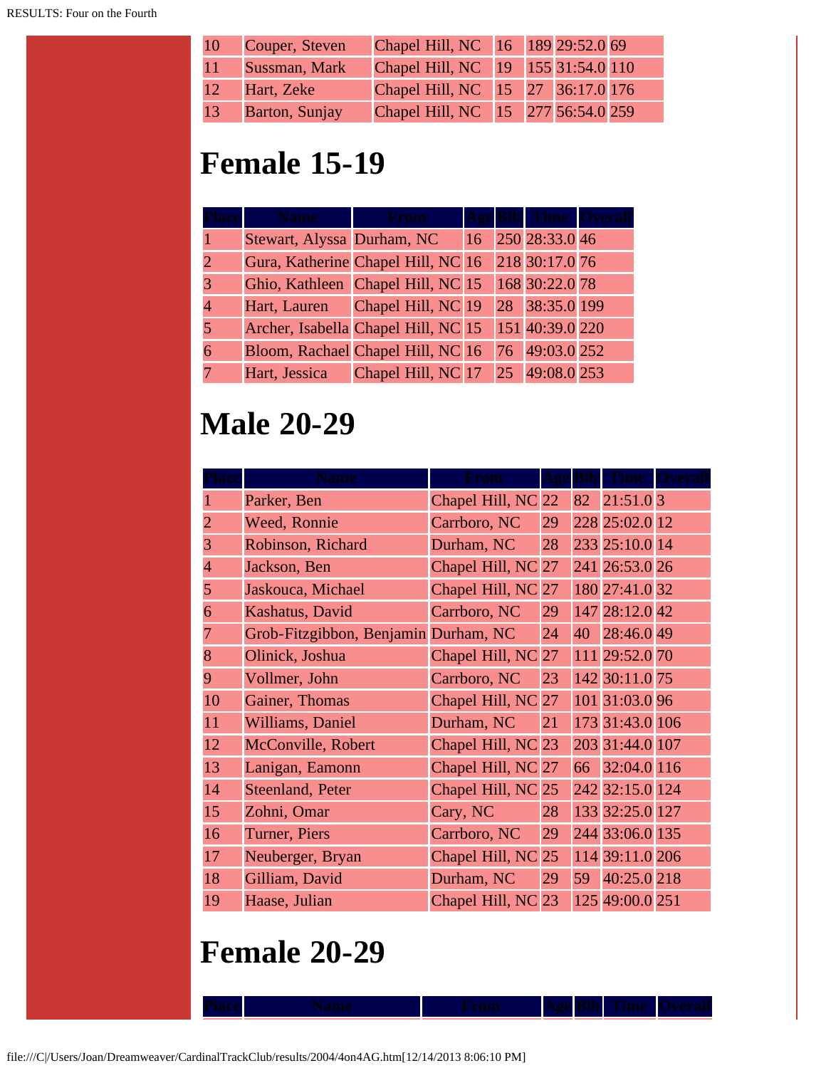| | | | | | | |
|---|---|---|---|---|---|---|
| 10 | Couper, Steven | Chapel Hill, NC | 16 | 189 | 29:52.0 | 69 |
| 11 | Sussman, Mark | Chapel Hill, NC | 19 | 155 | 31:54.0 | 110 |
| 12 | Hart, Zeke | Chapel Hill, NC | 15 | 27 | 36:17.0 | 176 |
| 13 | Barton, Sunjay | Chapel Hill, NC | 15 | 277 | 56:54.0 | 259 |

# Female 15-19

| Place | Name | From | Age | Bib | Time | Overall |
|---|---|---|---|---|---|---|
| 1 | Stewart, Alyssa | Durham, NC | 16 | 250 | 28:33.0 | 46 |
| 2 | Gura, Katherine | Chapel Hill, NC | 16 | 218 | 30:17.0 | 76 |
| 3 | Ghio, Kathleen | Chapel Hill, NC | 15 | 168 | 30:22.0 | 78 |
| 4 | Hart, Lauren | Chapel Hill, NC | 19 | 28 | 38:35.0 | 199 |
| 5 | Archer, Isabella | Chapel Hill, NC | 15 | 151 | 40:39.0 | 220 |
| 6 | Bloom, Rachael | Chapel Hill, NC | 16 | 76 | 49:03.0 | 252 |
| 7 | Hart, Jessica | Chapel Hill, NC | 17 | 25 | 49:08.0 | 253 |

# Male 20-29

| Place | Name | From | Age | Bib | Time | Overall |
|---|---|---|---|---|---|---|
| 1 | Parker, Ben | Chapel Hill, NC | 22 | 82 | 21:51.0 | 3 |
| 2 | Weed, Ronnie | Carrboro, NC | 29 | 228 | 25:02.0 | 12 |
| 3 | Robinson, Richard | Durham, NC | 28 | 233 | 25:10.0 | 14 |
| 4 | Jackson, Ben | Chapel Hill, NC | 27 | 241 | 26:53.0 | 26 |
| 5 | Jaskouca, Michael | Chapel Hill, NC | 27 | 180 | 27:41.0 | 32 |
| 6 | Kashatus, David | Carrboro, NC | 29 | 147 | 28:12.0 | 42 |
| 7 | Grob-Fitzgibbon, Benjamin | Durham, NC | 24 | 40 | 28:46.0 | 49 |
| 8 | Olinick, Joshua | Chapel Hill, NC | 27 | 111 | 29:52.0 | 70 |
| 9 | Vollmer, John | Carrboro, NC | 23 | 142 | 30:11.0 | 75 |
| 10 | Gainer, Thomas | Chapel Hill, NC | 27 | 101 | 31:03.0 | 96 |
| 11 | Williams, Daniel | Durham, NC | 21 | 173 | 31:43.0 | 106 |
| 12 | McConville, Robert | Chapel Hill, NC | 23 | 203 | 31:44.0 | 107 |
| 13 | Lanigan, Eamonn | Chapel Hill, NC | 27 | 66 | 32:04.0 | 116 |
| 14 | Steenland, Peter | Chapel Hill, NC | 25 | 242 | 32:15.0 | 124 |
| 15 | Zohni, Omar | Cary, NC | 28 | 133 | 32:25.0 | 127 |
| 16 | Turner, Piers | Carrboro, NC | 29 | 244 | 33:06.0 | 135 |
| 17 | Neuberger, Bryan | Chapel Hill, NC | 25 | 114 | 39:11.0 | 206 |
| 18 | Gilliam, David | Durham, NC | 29 | 59 | 40:25.0 | 218 |
| 19 | Haase, Julian | Chapel Hill, NC | 23 | 125 | 49:00.0 | 251 |

# Female 20-29

| Place | Name | From | Age | Bib | Time | Overall |
|---|---|---|---|---|---|---|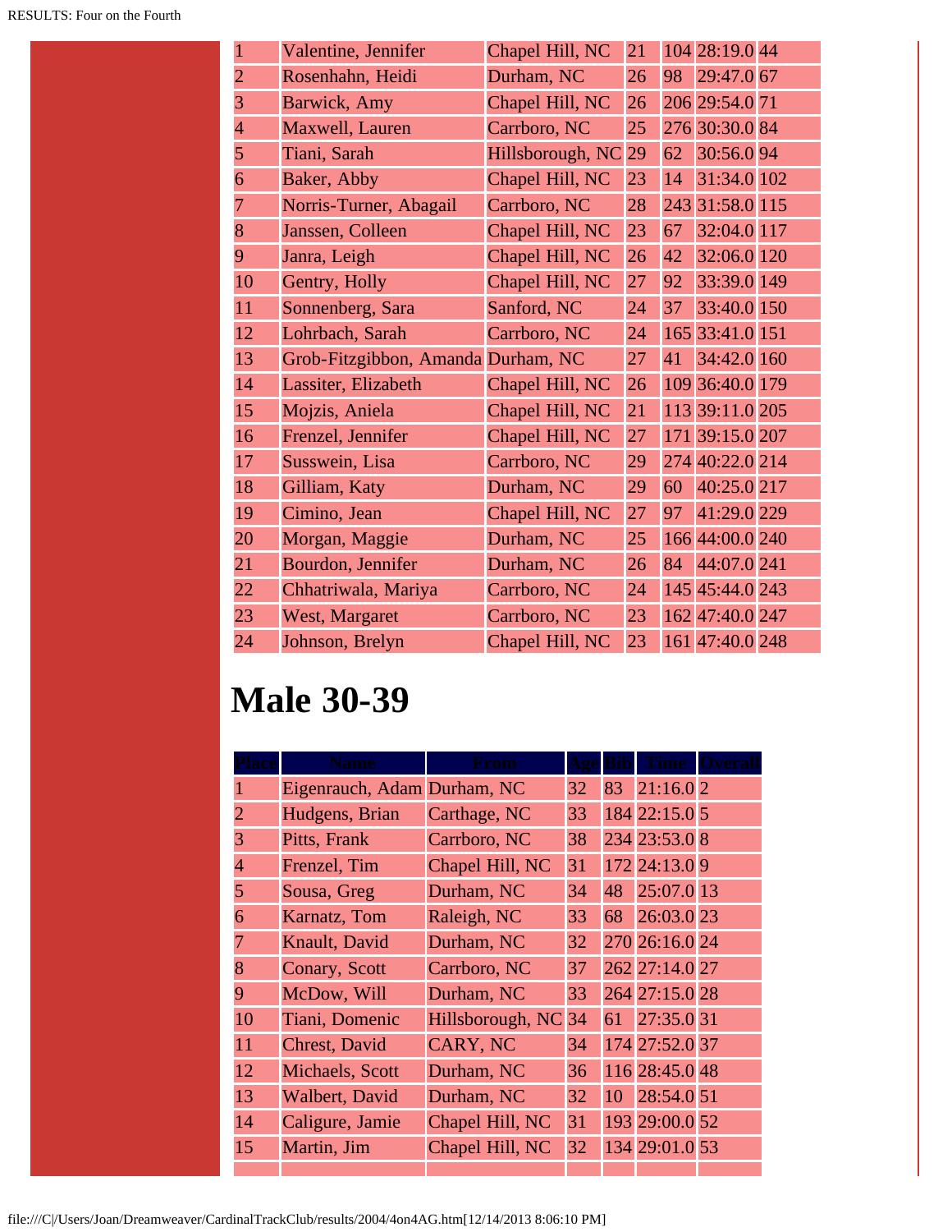| | | | | | | |
|---|---|---|---|---|---|---|
| 1 | Valentine, Jennifer | Chapel Hill, NC | 21 | 104 | 28:19.0 | 44 |
| 2 | Rosenhahn, Heidi | Durham, NC | 26 | 98 | 29:47.0 | 67 |
| 3 | Barwick, Amy | Chapel Hill, NC | 26 | 206 | 29:54.0 | 71 |
| 4 | Maxwell, Lauren | Carrboro, NC | 25 | 276 | 30:30.0 | 84 |
| 5 | Tiani, Sarah | Hillsborough, NC | 29 | 62 | 30:56.0 | 94 |
| 6 | Baker, Abby | Chapel Hill, NC | 23 | 14 | 31:34.0 | 102 |
| 7 | Norris-Turner, Abagail | Carrboro, NC | 28 | 243 | 31:58.0 | 115 |
| 8 | Janssen, Colleen | Chapel Hill, NC | 23 | 67 | 32:04.0 | 117 |
| 9 | Janra, Leigh | Chapel Hill, NC | 26 | 42 | 32:06.0 | 120 |
| 10 | Gentry, Holly | Chapel Hill, NC | 27 | 92 | 33:39.0 | 149 |
| 11 | Sonnenberg, Sara | Sanford, NC | 24 | 37 | 33:40.0 | 150 |
| 12 | Lohrbach, Sarah | Carrboro, NC | 24 | 165 | 33:41.0 | 151 |
| 13 | Grob-Fitzgibbon, Amanda | Durham, NC | 27 | 41 | 34:42.0 | 160 |
| 14 | Lassiter, Elizabeth | Chapel Hill, NC | 26 | 109 | 36:40.0 | 179 |
| 15 | Mojzis, Aniela | Chapel Hill, NC | 21 | 113 | 39:11.0 | 205 |
| 16 | Frenzel, Jennifer | Chapel Hill, NC | 27 | 171 | 39:15.0 | 207 |
| 17 | Susswein, Lisa | Carrboro, NC | 29 | 274 | 40:22.0 | 214 |
| 18 | Gilliam, Katy | Durham, NC | 29 | 60 | 40:25.0 | 217 |
| 19 | Cimino, Jean | Chapel Hill, NC | 27 | 97 | 41:29.0 | 229 |
| 20 | Morgan, Maggie | Durham, NC | 25 | 166 | 44:00.0 | 240 |
| 21 | Bourdon, Jennifer | Durham, NC | 26 | 84 | 44:07.0 | 241 |
| 22 | Chhatriwala, Mariya | Carrboro, NC | 24 | 145 | 45:44.0 | 243 |
| 23 | West, Margaret | Carrboro, NC | 23 | 162 | 47:40.0 | 247 |
| 24 | Johnson, Brelyn | Chapel Hill, NC | 23 | 161 | 47:40.0 | 248 |

# Male 30-39

| Place | Name | From | Age | Bib | Time | Overall |
|---|---|---|---|---|---|---|
| 1 | Eigenrauch, Adam | Durham, NC | 32 | 83 | 21:16.0 | 2 |
| 2 | Hudgens, Brian | Carthage, NC | 33 | 184 | 22:15.0 | 5 |
| 3 | Pitts, Frank | Carrboro, NC | 38 | 234 | 23:53.0 | 8 |
| 4 | Frenzel, Tim | Chapel Hill, NC | 31 | 172 | 24:13.0 | 9 |
| 5 | Sousa, Greg | Durham, NC | 34 | 48 | 25:07.0 | 13 |
| 6 | Karnatz, Tom | Raleigh, NC | 33 | 68 | 26:03.0 | 23 |
| 7 | Knault, David | Durham, NC | 32 | 270 | 26:16.0 | 24 |
| 8 | Conary, Scott | Carrboro, NC | 37 | 262 | 27:14.0 | 27 |
| 9 | McDow, Will | Durham, NC | 33 | 264 | 27:15.0 | 28 |
| 10 | Tiani, Domenic | Hillsborough, NC | 34 | 61 | 27:35.0 | 31 |
| 11 | Chrest, David | CARY, NC | 34 | 174 | 27:52.0 | 37 |
| 12 | Michaels, Scott | Durham, NC | 36 | 116 | 28:45.0 | 48 |
| 13 | Walbert, David | Durham, NC | 32 | 10 | 28:54.0 | 51 |
| 14 | Caligure, Jamie | Chapel Hill, NC | 31 | 193 | 29:00.0 | 52 |
| 15 | Martin, Jim | Chapel Hill, NC | 32 | 134 | 29:01.0 | 53 |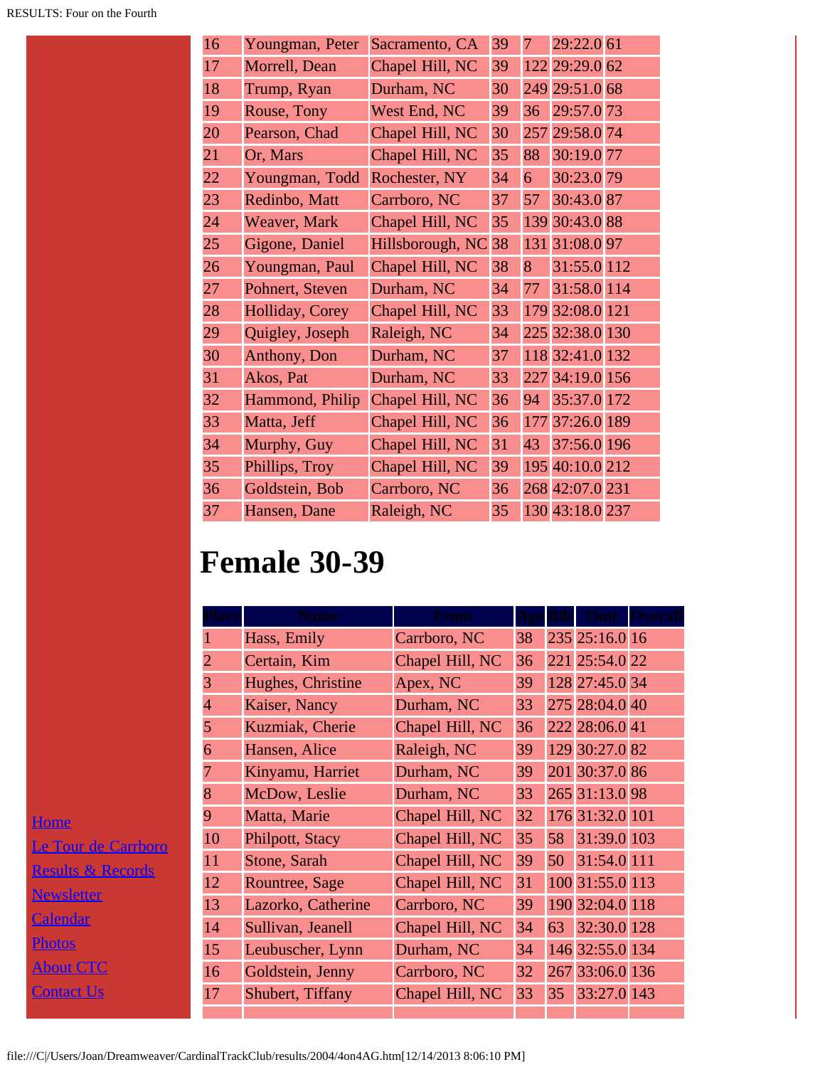| | | | | | | |
|---|---|---|---|---|---|---|
| 16 | Youngman, Peter | Sacramento, CA | 39 | 7 | 29:22.0 | 61 |
| 17 | Morrell, Dean | Chapel Hill, NC | 39 | 122 | 29:29.0 | 62 |
| 18 | Trump, Ryan | Durham, NC | 30 | 249 | 29:51.0 | 68 |
| 19 | Rouse, Tony | West End, NC | 39 | 36 | 29:57.0 | 73 |
| 20 | Pearson, Chad | Chapel Hill, NC | 30 | 257 | 29:58.0 | 74 |
| 21 | Or, Mars | Chapel Hill, NC | 35 | 88 | 30:19.0 | 77 |
| 22 | Youngman, Todd | Rochester, NY | 34 | 6 | 30:23.0 | 79 |
| 23 | Redinbo, Matt | Carrboro, NC | 37 | 57 | 30:43.0 | 87 |
| 24 | Weaver, Mark | Chapel Hill, NC | 35 | 139 | 30:43.0 | 88 |
| 25 | Gigone, Daniel | Hillsborough, NC | 38 | 131 | 31:08.0 | 97 |
| 26 | Youngman, Paul | Chapel Hill, NC | 38 | 8 | 31:55.0 | 112 |
| 27 | Pohnert, Steven | Durham, NC | 34 | 77 | 31:58.0 | 114 |
| 28 | Holliday, Corey | Chapel Hill, NC | 33 | 179 | 32:08.0 | 121 |
| 29 | Quigley, Joseph | Raleigh, NC | 34 | 225 | 32:38.0 | 130 |
| 30 | Anthony, Don | Durham, NC | 37 | 118 | 32:41.0 | 132 |
| 31 | Akos, Pat | Durham, NC | 33 | 227 | 34:19.0 | 156 |
| 32 | Hammond, Philip | Chapel Hill, NC | 36 | 94 | 35:37.0 | 172 |
| 33 | Matta, Jeff | Chapel Hill, NC | 36 | 177 | 37:26.0 | 189 |
| 34 | Murphy, Guy | Chapel Hill, NC | 31 | 43 | 37:56.0 | 196 |
| 35 | Phillips, Troy | Chapel Hill, NC | 39 | 195 | 40:10.0 | 212 |
| 36 | Goldstein, Bob | Carrboro, NC | 36 | 268 | 42:07.0 | 231 |
| 37 | Hansen, Dane | Raleigh, NC | 35 | 130 | 43:18.0 | 237 |

# Female 30-39

| Place | Name | From | Age | Bib | Time | Overall |
|---|---|---|---|---|---|---|
| 1 | Hass, Emily | Carrboro, NC | 38 | 235 | 25:16.0 | 16 |
| 2 | Certain, Kim | Chapel Hill, NC | 36 | 221 | 25:54.0 | 22 |
| 3 | Hughes, Christine | Apex, NC | 39 | 128 | 27:45.0 | 34 |
| 4 | Kaiser, Nancy | Durham, NC | 33 | 275 | 28:04.0 | 40 |
| 5 | Kuzmiak, Cherie | Chapel Hill, NC | 36 | 222 | 28:06.0 | 41 |
| 6 | Hansen, Alice | Raleigh, NC | 39 | 129 | 30:27.0 | 82 |
| 7 | Kinyamu, Harriet | Durham, NC | 39 | 201 | 30:37.0 | 86 |
| 8 | McDow, Leslie | Durham, NC | 33 | 265 | 31:13.0 | 98 |
| 9 | Matta, Marie | Chapel Hill, NC | 32 | 176 | 31:32.0 | 101 |
| 10 | Philpott, Stacy | Chapel Hill, NC | 35 | 58 | 31:39.0 | 103 |
| 11 | Stone, Sarah | Chapel Hill, NC | 39 | 50 | 31:54.0 | 111 |
| 12 | Rountree, Sage | Chapel Hill, NC | 31 | 100 | 31:55.0 | 113 |
| 13 | Lazorko, Catherine | Carrboro, NC | 39 | 190 | 32:04.0 | 118 |
| 14 | Sullivan, Jeanell | Chapel Hill, NC | 34 | 63 | 32:30.0 | 128 |
| 15 | Leubuscher, Lynn | Durham, NC | 34 | 146 | 32:55.0 | 134 |
| 16 | Goldstein, Jenny | Carrboro, NC | 32 | 267 | 33:06.0 | 136 |
| 17 | Shubert, Tiffany | Chapel Hill, NC | 33 | 35 | 33:27.0 | 143 |

- Home
- Le Tour de Carrboro
- Results & Records
- Newsletter
- Calendar
- Photos
- About CTC
- Contact Us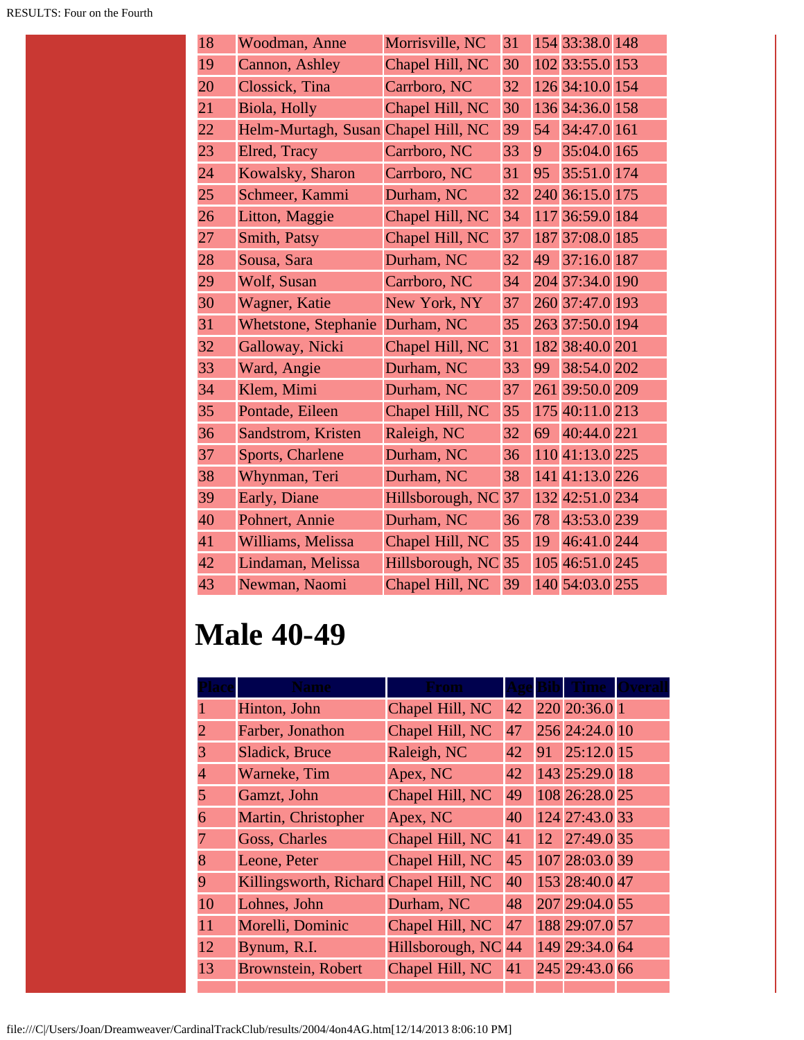| | | | | | | |
|---|---|---|---|---|---|---|
| 18 | Woodman, Anne | Morrisville, NC | 31 | 154 | 33:38.0 | 148 |
| 19 | Cannon, Ashley | Chapel Hill, NC | 30 | 102 | 33:55.0 | 153 |
| 20 | Clossick, Tina | Carrboro, NC | 32 | 126 | 34:10.0 | 154 |
| 21 | Biola, Holly | Chapel Hill, NC | 30 | 136 | 34:36.0 | 158 |
| 22 | Helm-Murtagh, Susan | Chapel Hill, NC | 39 | 54 | 34:47.0 | 161 |
| 23 | Elred, Tracy | Carrboro, NC | 33 | 9 | 35:04.0 | 165 |
| 24 | Kowalsky, Sharon | Carrboro, NC | 31 | 95 | 35:51.0 | 174 |
| 25 | Schmeer, Kammi | Durham, NC | 32 | 240 | 36:15.0 | 175 |
| 26 | Litton, Maggie | Chapel Hill, NC | 34 | 117 | 36:59.0 | 184 |
| 27 | Smith, Patsy | Chapel Hill, NC | 37 | 187 | 37:08.0 | 185 |
| 28 | Sousa, Sara | Durham, NC | 32 | 49 | 37:16.0 | 187 |
| 29 | Wolf, Susan | Carrboro, NC | 34 | 204 | 37:34.0 | 190 |
| 30 | Wagner, Katie | New York, NY | 37 | 260 | 37:47.0 | 193 |
| 31 | Whetstone, Stephanie | Durham, NC | 35 | 263 | 37:50.0 | 194 |
| 32 | Galloway, Nicki | Chapel Hill, NC | 31 | 182 | 38:40.0 | 201 |
| 33 | Ward, Angie | Durham, NC | 33 | 99 | 38:54.0 | 202 |
| 34 | Klem, Mimi | Durham, NC | 37 | 261 | 39:50.0 | 209 |
| 35 | Pontade, Eileen | Chapel Hill, NC | 35 | 175 | 40:11.0 | 213 |
| 36 | Sandstrom, Kristen | Raleigh, NC | 32 | 69 | 40:44.0 | 221 |
| 37 | Sports, Charlene | Durham, NC | 36 | 110 | 41:13.0 | 225 |
| 38 | Whynman, Teri | Durham, NC | 38 | 141 | 41:13.0 | 226 |
| 39 | Early, Diane | Hillsborough, NC | 37 | 132 | 42:51.0 | 234 |
| 40 | Pohnert, Annie | Durham, NC | 36 | 78 | 43:53.0 | 239 |
| 41 | Williams, Melissa | Chapel Hill, NC | 35 | 19 | 46:41.0 | 244 |
| 42 | Lindaman, Melissa | Hillsborough, NC | 35 | 105 | 46:51.0 | 245 |
| 43 | Newman, Naomi | Chapel Hill, NC | 39 | 140 | 54:03.0 | 255 |

# Male 40-49

| Place | Name | From | Age | Bib | Time | Overall |
|---|---|---|---|---|---|---|
| 1 | Hinton, John | Chapel Hill, NC | 42 | 220 | 20:36.0 | 1 |
| 2 | Farber, Jonathon | Chapel Hill, NC | 47 | 256 | 24:24.0 | 10 |
| 3 | Sladick, Bruce | Raleigh, NC | 42 | 91 | 25:12.0 | 15 |
| 4 | Warneke, Tim | Apex, NC | 42 | 143 | 25:29.0 | 18 |
| 5 | Gamzt, John | Chapel Hill, NC | 49 | 108 | 26:28.0 | 25 |
| 6 | Martin, Christopher | Apex, NC | 40 | 124 | 27:43.0 | 33 |
| 7 | Goss, Charles | Chapel Hill, NC | 41 | 12 | 27:49.0 | 35 |
| 8 | Leone, Peter | Chapel Hill, NC | 45 | 107 | 28:03.0 | 39 |
| 9 | Killingsworth, Richard | Chapel Hill, NC | 40 | 153 | 28:40.0 | 47 |
| 10 | Lohnes, John | Durham, NC | 48 | 207 | 29:04.0 | 55 |
| 11 | Morelli, Dominic | Chapel Hill, NC | 47 | 188 | 29:07.0 | 57 |
| 12 | Bynum, R.I. | Hillsborough, NC | 44 | 149 | 29:34.0 | 64 |
| 13 | Brownstein, Robert | Chapel Hill, NC | 41 | 245 | 29:43.0 | 66 |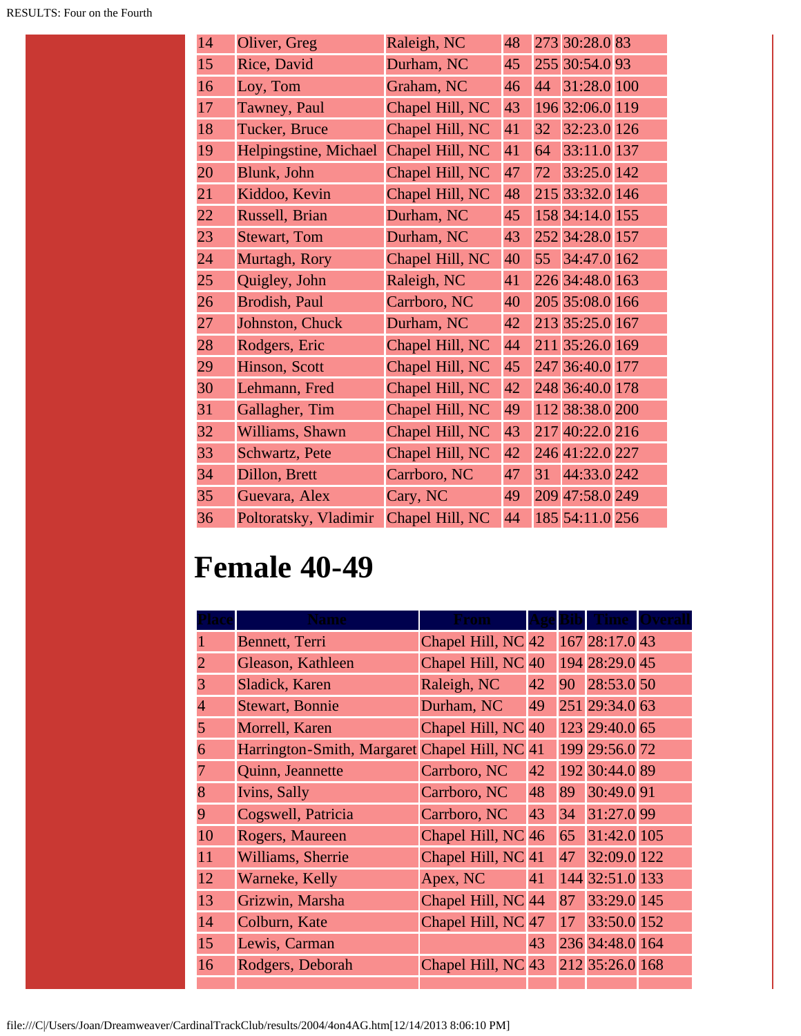| | | | | | | |
|---|---|---|---|---|---|---|
| 14 | Oliver, Greg | Raleigh, NC | 48 | 273 | 30:28.0 | 83 |
| 15 | Rice, David | Durham, NC | 45 | 255 | 30:54.0 | 93 |
| 16 | Loy, Tom | Graham, NC | 46 | 44 | 31:28.0 | 100 |
| 17 | Tawney, Paul | Chapel Hill, NC | 43 | 196 | 32:06.0 | 119 |
| 18 | Tucker, Bruce | Chapel Hill, NC | 41 | 32 | 32:23.0 | 126 |
| 19 | Helpingstine, Michael | Chapel Hill, NC | 41 | 64 | 33:11.0 | 137 |
| 20 | Blunk, John | Chapel Hill, NC | 47 | 72 | 33:25.0 | 142 |
| 21 | Kiddoo, Kevin | Chapel Hill, NC | 48 | 215 | 33:32.0 | 146 |
| 22 | Russell, Brian | Durham, NC | 45 | 158 | 34:14.0 | 155 |
| 23 | Stewart, Tom | Durham, NC | 43 | 252 | 34:28.0 | 157 |
| 24 | Murtagh, Rory | Chapel Hill, NC | 40 | 55 | 34:47.0 | 162 |
| 25 | Quigley, John | Raleigh, NC | 41 | 226 | 34:48.0 | 163 |
| 26 | Brodish, Paul | Carrboro, NC | 40 | 205 | 35:08.0 | 166 |
| 27 | Johnston, Chuck | Durham, NC | 42 | 213 | 35:25.0 | 167 |
| 28 | Rodgers, Eric | Chapel Hill, NC | 44 | 211 | 35:26.0 | 169 |
| 29 | Hinson, Scott | Chapel Hill, NC | 45 | 247 | 36:40.0 | 177 |
| 30 | Lehmann, Fred | Chapel Hill, NC | 42 | 248 | 36:40.0 | 178 |
| 31 | Gallagher, Tim | Chapel Hill, NC | 49 | 112 | 38:38.0 | 200 |
| 32 | Williams, Shawn | Chapel Hill, NC | 43 | 217 | 40:22.0 | 216 |
| 33 | Schwartz, Pete | Chapel Hill, NC | 42 | 246 | 41:22.0 | 227 |
| 34 | Dillon, Brett | Carrboro, NC | 47 | 31 | 44:33.0 | 242 |
| 35 | Guevara, Alex | Cary, NC | 49 | 209 | 47:58.0 | 249 |
| 36 | Poltoratsky, Vladimir | Chapel Hill, NC | 44 | 185 | 54:11.0 | 256 |

# Female 40-49

| Place | Name | From | Age | Bib | Time | Overall |
|---|---|---|---|---|---|---|
| 1 | Bennett, Terri | Chapel Hill, NC | 42 | 167 | 28:17.0 | 43 |
| 2 | Gleason, Kathleen | Chapel Hill, NC | 40 | 194 | 28:29.0 | 45 |
| 3 | Sladick, Karen | Raleigh, NC | 42 | 90 | 28:53.0 | 50 |
| 4 | Stewart, Bonnie | Durham, NC | 49 | 251 | 29:34.0 | 63 |
| 5 | Morrell, Karen | Chapel Hill, NC | 40 | 123 | 29:40.0 | 65 |
| 6 | Harrington-Smith, Margaret | Chapel Hill, NC | 41 | 199 | 29:56.0 | 72 |
| 7 | Quinn, Jeannette | Carrboro, NC | 42 | 192 | 30:44.0 | 89 |
| 8 | Ivins, Sally | Carrboro, NC | 48 | 89 | 30:49.0 | 91 |
| 9 | Cogswell, Patricia | Carrboro, NC | 43 | 34 | 31:27.0 | 99 |
| 10 | Rogers, Maureen | Chapel Hill, NC | 46 | 65 | 31:42.0 | 105 |
| 11 | Williams, Sherrie | Chapel Hill, NC | 41 | 47 | 32:09.0 | 122 |
| 12 | Warneke, Kelly | Apex, NC | 41 | 144 | 32:51.0 | 133 |
| 13 | Grizwin, Marsha | Chapel Hill, NC | 44 | 87 | 33:29.0 | 145 |
| 14 | Colburn, Kate | Chapel Hill, NC | 47 | 17 | 33:50.0 | 152 |
| 15 | Lewis, Carman | | 43 | 236 | 34:48.0 | 164 |
| 16 | Rodgers, Deborah | Chapel Hill, NC | 43 | 212 | 35:26.0 | 168 |
| | | | | | | |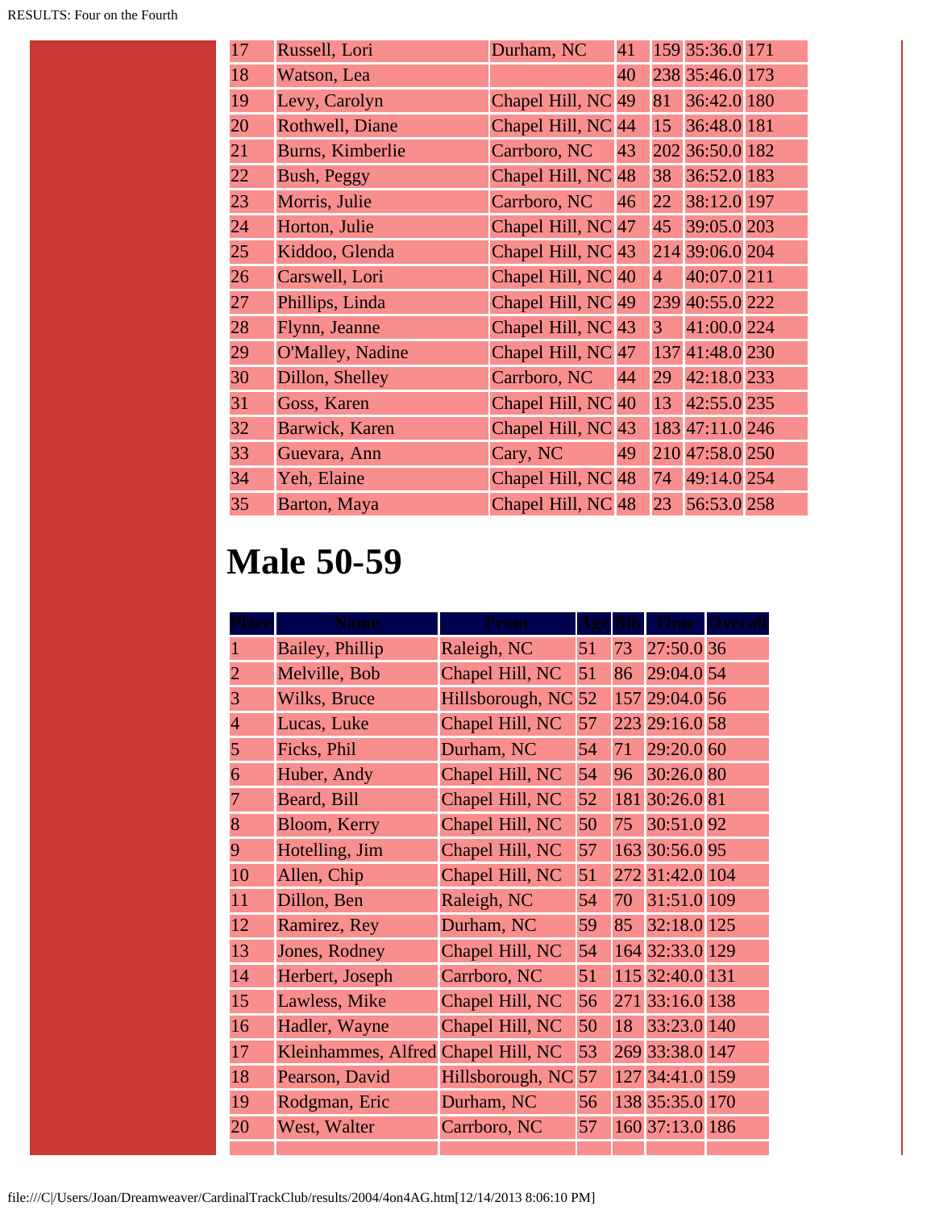| | | | | | | |
|---|---|---|---|---|---|---|
| 17 | Russell, Lori | Durham, NC | 41 | 159 | 35:36.0 | 171 |
| 18 | Watson, Lea | | 40 | 238 | 35:46.0 | 173 |
| 19 | Levy, Carolyn | Chapel Hill, NC | 49 | 81 | 36:42.0 | 180 |
| 20 | Rothwell, Diane | Chapel Hill, NC | 44 | 15 | 36:48.0 | 181 |
| 21 | Burns, Kimberlie | Carrboro, NC | 43 | 202 | 36:50.0 | 182 |
| 22 | Bush, Peggy | Chapel Hill, NC | 48 | 38 | 36:52.0 | 183 |
| 23 | Morris, Julie | Carrboro, NC | 46 | 22 | 38:12.0 | 197 |
| 24 | Horton, Julie | Chapel Hill, NC | 47 | 45 | 39:05.0 | 203 |
| 25 | Kiddoo, Glenda | Chapel Hill, NC | 43 | 214 | 39:06.0 | 204 |
| 26 | Carswell, Lori | Chapel Hill, NC | 40 | 4 | 40:07.0 | 211 |
| 27 | Phillips, Linda | Chapel Hill, NC | 49 | 239 | 40:55.0 | 222 |
| 28 | Flynn, Jeanne | Chapel Hill, NC | 43 | 3 | 41:00.0 | 224 |
| 29 | O'Malley, Nadine | Chapel Hill, NC | 47 | 137 | 41:48.0 | 230 |
| 30 | Dillon, Shelley | Carrboro, NC | 44 | 29 | 42:18.0 | 233 |
| 31 | Goss, Karen | Chapel Hill, NC | 40 | 13 | 42:55.0 | 235 |
| 32 | Barwick, Karen | Chapel Hill, NC | 43 | 183 | 47:11.0 | 246 |
| 33 | Guevara, Ann | Cary, NC | 49 | 210 | 47:58.0 | 250 |
| 34 | Yeh, Elaine | Chapel Hill, NC | 48 | 74 | 49:14.0 | 254 |
| 35 | Barton, Maya | Chapel Hill, NC | 48 | 23 | 56:53.0 | 258 |

# Male 50-59

| Place | Name | From | Age | Bib | Time | Overall |
|---|---|---|---|---|---|---|
| 1 | Bailey, Phillip | Raleigh, NC | 51 | 73 | 27:50.0 | 36 |
| 2 | Melville, Bob | Chapel Hill, NC | 51 | 86 | 29:04.0 | 54 |
| 3 | Wilks, Bruce | Hillsborough, NC | 52 | 157 | 29:04.0 | 56 |
| 4 | Lucas, Luke | Chapel Hill, NC | 57 | 223 | 29:16.0 | 58 |
| 5 | Ficks, Phil | Durham, NC | 54 | 71 | 29:20.0 | 60 |
| 6 | Huber, Andy | Chapel Hill, NC | 54 | 96 | 30:26.0 | 80 |
| 7 | Beard, Bill | Chapel Hill, NC | 52 | 181 | 30:26.0 | 81 |
| 8 | Bloom, Kerry | Chapel Hill, NC | 50 | 75 | 30:51.0 | 92 |
| 9 | Hotelling, Jim | Chapel Hill, NC | 57 | 163 | 30:56.0 | 95 |
| 10 | Allen, Chip | Chapel Hill, NC | 51 | 272 | 31:42.0 | 104 |
| 11 | Dillon, Ben | Raleigh, NC | 54 | 70 | 31:51.0 | 109 |
| 12 | Ramirez, Rey | Durham, NC | 59 | 85 | 32:18.0 | 125 |
| 13 | Jones, Rodney | Chapel Hill, NC | 54 | 164 | 32:33.0 | 129 |
| 14 | Herbert, Joseph | Carrboro, NC | 51 | 115 | 32:40.0 | 131 |
| 15 | Lawless, Mike | Chapel Hill, NC | 56 | 271 | 33:16.0 | 138 |
| 16 | Hadler, Wayne | Chapel Hill, NC | 50 | 18 | 33:23.0 | 140 |
| 17 | Kleinhammes, Alfred | Chapel Hill, NC | 53 | 269 | 33:38.0 | 147 |
| 18 | Pearson, David | Hillsborough, NC | 57 | 127 | 34:41.0 | 159 |
| 19 | Rodgman, Eric | Durham, NC | 56 | 138 | 35:35.0 | 170 |
| 20 | West, Walter | Carrboro, NC | 57 | 160 | 37:13.0 | 186 |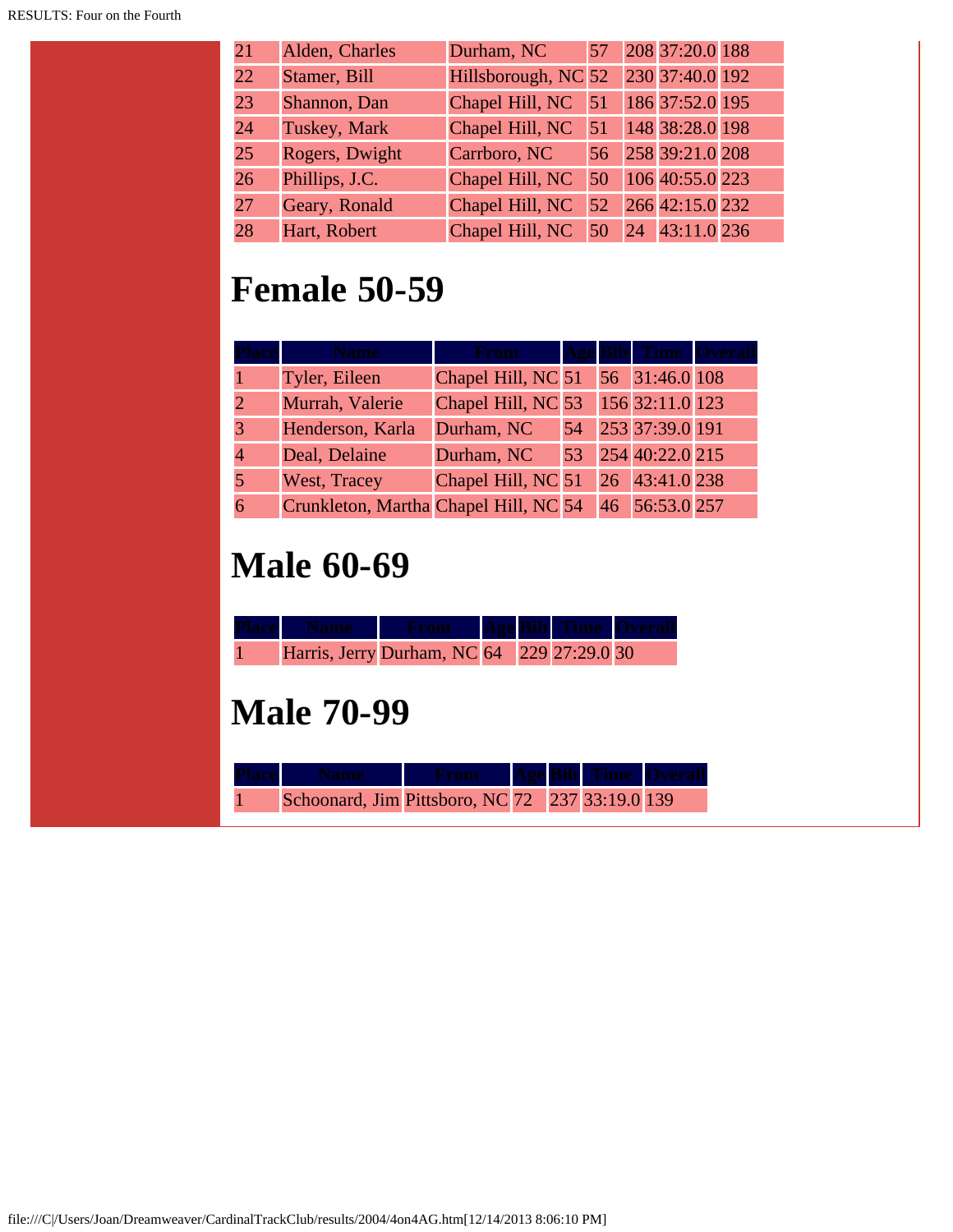| | | | | | | |
|---|---|---|---|---|---|---|
| 21 | Alden, Charles | Durham, NC | 57 | 208 | 37:20.0 | 188 |
| 22 | Stamer, Bill | Hillsborough, NC | 52 | 230 | 37:40.0 | 192 |
| 23 | Shannon, Dan | Chapel Hill, NC | 51 | 186 | 37:52.0 | 195 |
| 24 | Tuskey, Mark | Chapel Hill, NC | 51 | 148 | 38:28.0 | 198 |
| 25 | Rogers, Dwight | Carrboro, NC | 56 | 258 | 39:21.0 | 208 |
| 26 | Phillips, J.C. | Chapel Hill, NC | 50 | 106 | 40:55.0 | 223 |
| 27 | Geary, Ronald | Chapel Hill, NC | 52 | 266 | 42:15.0 | 232 |
| 28 | Hart, Robert | Chapel Hill, NC | 50 | 24 | 43:11.0 | 236 |

# Female 50-59

| Place | Name | From | Age | Bib | Time | Overall |
|---|---|---|---|---|---|---|
| 1 | Tyler, Eileen | Chapel Hill, NC | 51 | 56 | 31:46.0 | 108 |
| 2 | Murrah, Valerie | Chapel Hill, NC | 53 | 156 | 32:11.0 | 123 |
| 3 | Henderson, Karla | Durham, NC | 54 | 253 | 37:39.0 | 191 |
| 4 | Deal, Delaine | Durham, NC | 53 | 254 | 40:22.0 | 215 |
| 5 | West, Tracey | Chapel Hill, NC | 51 | 26 | 43:41.0 | 238 |
| 6 | Crunkleton, Martha | Chapel Hill, NC | 54 | 46 | 56:53.0 | 257 |

# Male 60-69

| Place | Name | From | Age | Bib | Time | Overall |
|---|---|---|---|---|---|---|
| 1 | Harris, Jerry | Durham, NC | 64 | 229 | 27:29.0 | 30 |

# Male 70-99

| Place | Name | From | Age | Bib | Time | Overall |
|---|---|---|---|---|---|---|
| 1 | Schoonard, Jim | Pittsboro, NC | 72 | 237 | 33:19.0 | 139 |